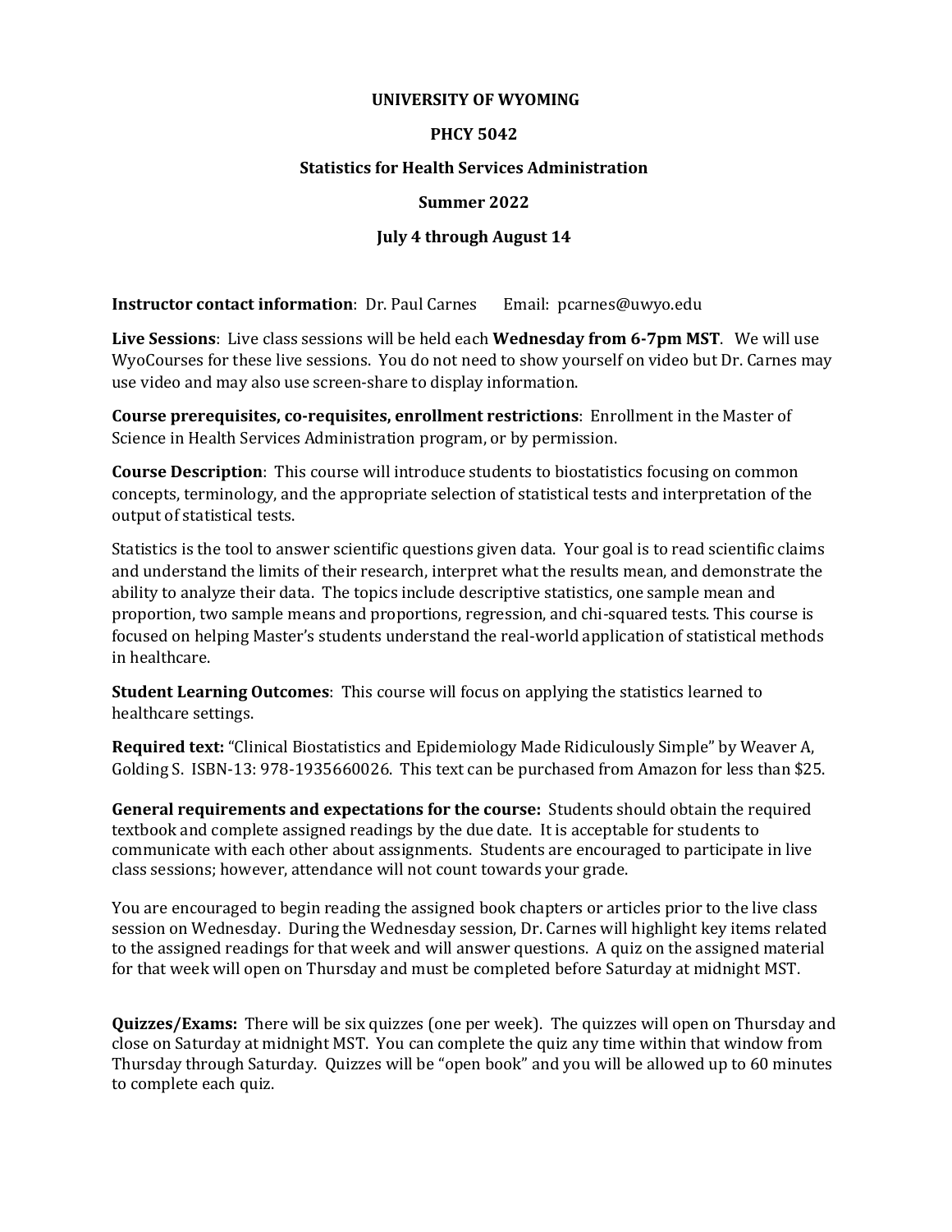# UNIVERSITY OF WYOMING

## PHCY 5042

## Statistics for Health Services Administration

## Summer 2022

## July 4 through August 14

**Instructor contact information**: Dr. Paul Carnes Email: pcarnes@uwyo.edu

**Live Sessions**: Live class sessions will be held each **Wednesday from 6-7pm MST**. We will use WyoCourses for these live sessions. You do not need to show yourself on video but Dr. Carnes may use video and may also use screen-share to display information.

**Course prerequisites, co-requisites, enrollment restrictions**: Enrollment in the Master of Science in Health Services Administration program, or by permission.

**Course Description**: This course will introduce students to biostatistics focusing on common concepts, terminology, and the appropriate selection of statistical tests and interpretation of the output of statistical tests.

Statistics is the tool to answer scientific questions given data. Your goal is to read scientific claims and understand the limits of their research, interpret what the results mean, and demonstrate the ability to analyze their data. The topics include descriptive statistics, one sample mean and proportion, two sample means and proportions, regression, and chi-squared tests. This course is focused on helping Master's students understand the real-world application of statistical methods in healthcare.

**Student Learning Outcomes**: This course will focus on applying the statistics learned to healthcare settings.

**Required text:** "Clinical Biostatistics and Epidemiology Made Ridiculously Simple" by Weaver A, Golding S. ISBN-13: 978-1935660026. This text can be purchased from Amazon for less than $25.

**General requirements and expectations for the course:** Students should obtain the required textbook and complete assigned readings by the due date. It is acceptable for students to communicate with each other about assignments. Students are encouraged to participate in live class sessions; however, attendance will not count towards your grade.

You are encouraged to begin reading the assigned book chapters or articles prior to the live class session on Wednesday. During the Wednesday session, Dr. Carnes will highlight key items related to the assigned readings for that week and will answer questions. A quiz on the assigned material for that week will open on Thursday and must be completed before Saturday at midnight MST.

**Quizzes/Exams:** There will be six quizzes (one per week). The quizzes will open on Thursday and close on Saturday at midnight MST. You can complete the quiz any time within that window from Thursday through Saturday. Quizzes will be "open book" and you will be allowed up to 60 minutes to complete each quiz.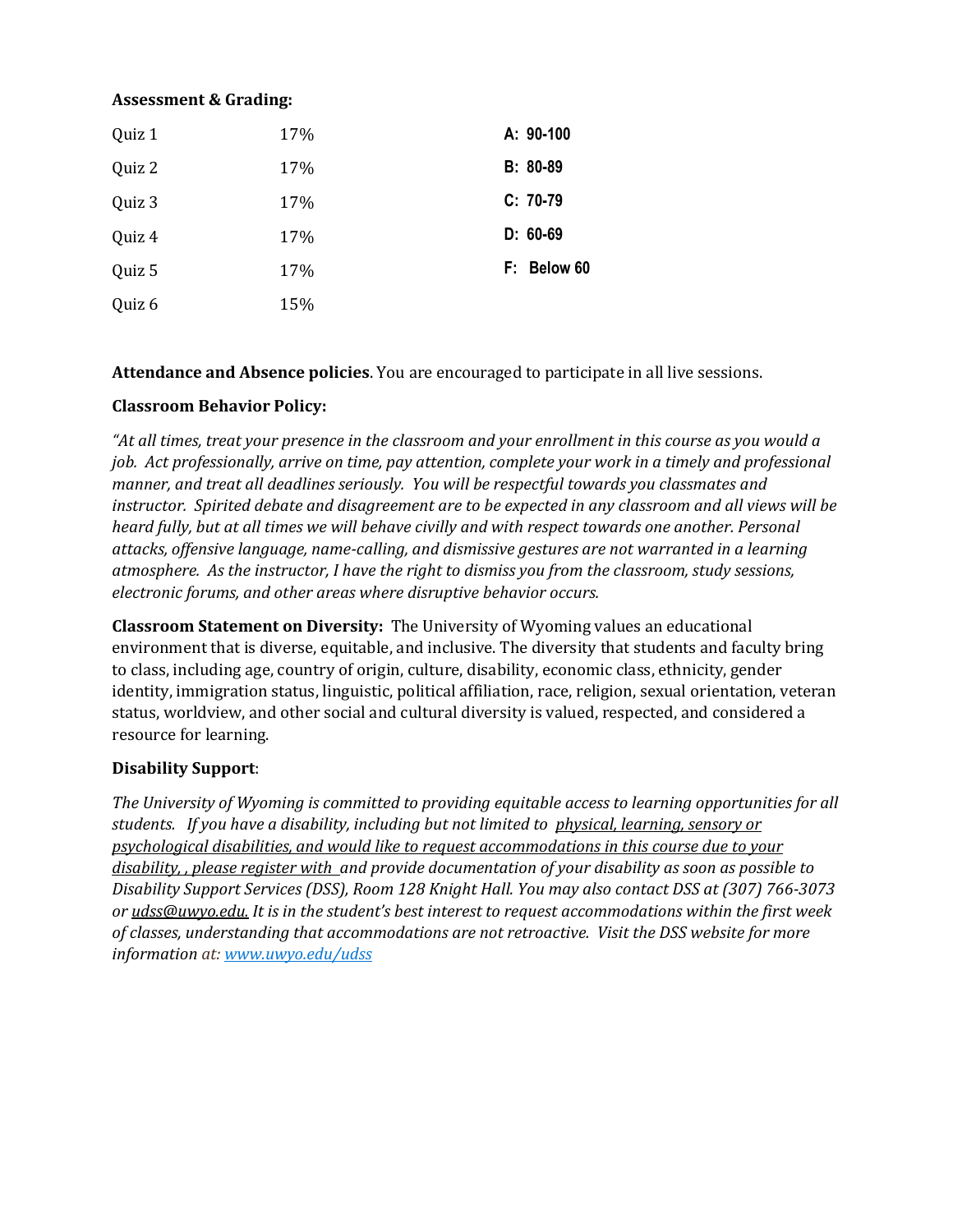**Assessment & Grading:**

| | | |
|---|---|---|
| Quiz 1 | 17% | **A: 90-100** |
| Quiz 2 | 17% | **B: 80-89** |
| Quiz 3 | 17% | **C: 70-79** |
| Quiz 4 | 17% | **D: 60-69** |
| Quiz 5 | 17% | **F: Below 60** |
| Quiz 6 | 15% | |

**Attendance and Absence policies**. You are encouraged to participate in all live sessions.

**Classroom Behavior Policy:**

*"At all times, treat your presence in the classroom and your enrollment in this course as you would a job. Act professionally, arrive on time, pay attention, complete your work in a timely and professional manner, and treat all deadlines seriously. You will be respectful towards you classmates and instructor. Spirited debate and disagreement are to be expected in any classroom and all views will be heard fully, but at all times we will behave civilly and with respect towards one another. Personal attacks, offensive language, name-calling, and dismissive gestures are not warranted in a learning atmosphere. As the instructor, I have the right to dismiss you from the classroom, study sessions, electronic forums, and other areas where disruptive behavior occurs.*

**Classroom Statement on Diversity:** The University of Wyoming values an educational environment that is diverse, equitable, and inclusive. The diversity that students and faculty bring to class, including age, country of origin, culture, disability, economic class, ethnicity, gender identity, immigration status, linguistic, political affiliation, race, religion, sexual orientation, veteran status, worldview, and other social and cultural diversity is valued, respected, and considered a resource for learning.

**Disability Support**:

*The University of Wyoming is committed to providing equitable access to learning opportunities for all students. If you have a disability, including but not limited to physical, learning, sensory or psychological disabilities, and would like to request accommodations in this course due to your disability, , please register with and provide documentation of your disability as soon as possible to Disability Support Services (DSS), Room 128 Knight Hall. You may also contact DSS at (307) 766-3073 or udss@uwyo.edu. It is in the student's best interest to request accommodations within the first week of classes, understanding that accommodations are not retroactive. Visit the DSS website for more information at: www.uwyo.edu/udss*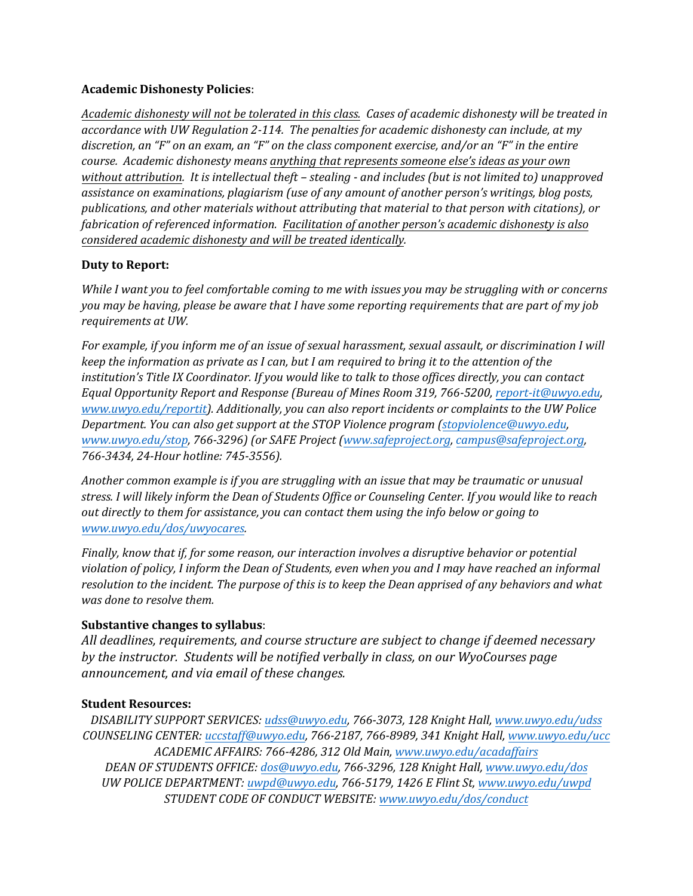**Academic Dishonesty Policies**:

*Academic dishonesty will not be tolerated in this class. Cases of academic dishonesty will be treated in accordance with UW Regulation 2-114. The penalties for academic dishonesty can include, at my discretion, an "F" on an exam, an "F" on the class component exercise, and/or an "F" in the entire course. Academic dishonesty means anything that represents someone else's ideas as your own without attribution. It is intellectual theft – stealing - and includes (but is not limited to) unapproved assistance on examinations, plagiarism (use of any amount of another person's writings, blog posts, publications, and other materials without attributing that material to that person with citations), or fabrication of referenced information. Facilitation of another person's academic dishonesty is also considered academic dishonesty and will be treated identically.*

**Duty to Report:**

*While I want you to feel comfortable coming to me with issues you may be struggling with or concerns you may be having, please be aware that I have some reporting requirements that are part of my job requirements at UW.*

*For example, if you inform me of an issue of sexual harassment, sexual assault, or discrimination I will keep the information as private as I can, but I am required to bring it to the attention of the institution's Title IX Coordinator. If you would like to talk to those offices directly, you can contact Equal Opportunity Report and Response (Bureau of Mines Room 319, 766-5200, report-it@uwyo.edu, www.uwyo.edu/reportit). Additionally, you can also report incidents or complaints to the UW Police Department. You can also get support at the STOP Violence program (stopviolence@uwyo.edu, www.uwyo.edu/stop, 766-3296) (or SAFE Project (www.safeproject.org, campus@safeproject.org, 766-3434, 24-Hour hotline: 745-3556).*

*Another common example is if you are struggling with an issue that may be traumatic or unusual stress. I will likely inform the Dean of Students Office or Counseling Center. If you would like to reach out directly to them for assistance, you can contact them using the info below or going to www.uwyo.edu/dos/uwyocares.*

*Finally, know that if, for some reason, our interaction involves a disruptive behavior or potential violation of policy, I inform the Dean of Students, even when you and I may have reached an informal resolution to the incident. The purpose of this is to keep the Dean apprised of any behaviors and what was done to resolve them.*

**Substantive changes to syllabus**:

*All deadlines, requirements, and course structure are subject to change if deemed necessary by the instructor. Students will be notified verbally in class, on our WyoCourses page announcement, and via email of these changes.*

**Student Resources:**

*DISABILITY SUPPORT SERVICES: udss@uwyo.edu, 766-3073, 128 Knight Hall, www.uwyo.edu/udss*
*COUNSELING CENTER: uccstaff@uwyo.edu, 766-2187, 766-8989, 341 Knight Hall, www.uwyo.edu/ucc*
*ACADEMIC AFFAIRS: 766-4286, 312 Old Main, www.uwyo.edu/acadaffairs*
*DEAN OF STUDENTS OFFICE: dos@uwyo.edu, 766-3296, 128 Knight Hall, www.uwyo.edu/dos*
*UW POLICE DEPARTMENT: uwpd@uwyo.edu, 766-5179, 1426 E Flint St, www.uwyo.edu/uwpd*
*STUDENT CODE OF CONDUCT WEBSITE: www.uwyo.edu/dos/conduct*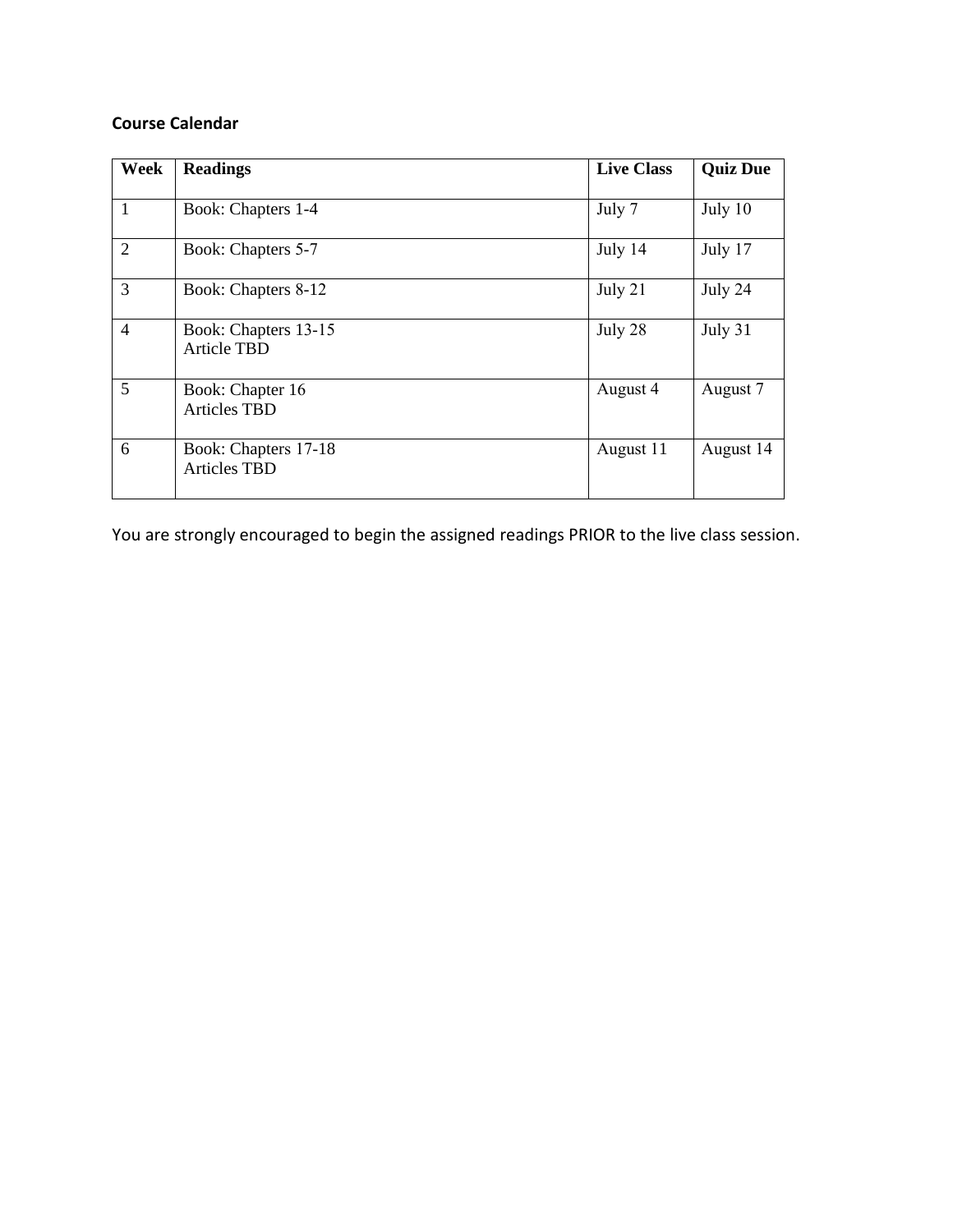**Course Calendar**

| Week | Readings | Live Class | Quiz Due |
| --- | --- | --- | --- |
| 1 | Book: Chapters 1-4 | July 7 | July 10 |
| 2 | Book: Chapters 5-7 | July 14 | July 17 |
| 3 | Book: Chapters 8-12 | July 21 | July 24 |
| 4 | Book: Chapters 13-15<br>Article TBD | July 28 | July 31 |
| 5 | Book: Chapter 16<br>Articles TBD | August 4 | August 7 |
| 6 | Book: Chapters 17-18<br>Articles TBD | August 11 | August 14 |

You are strongly encouraged to begin the assigned readings PRIOR to the live class session.